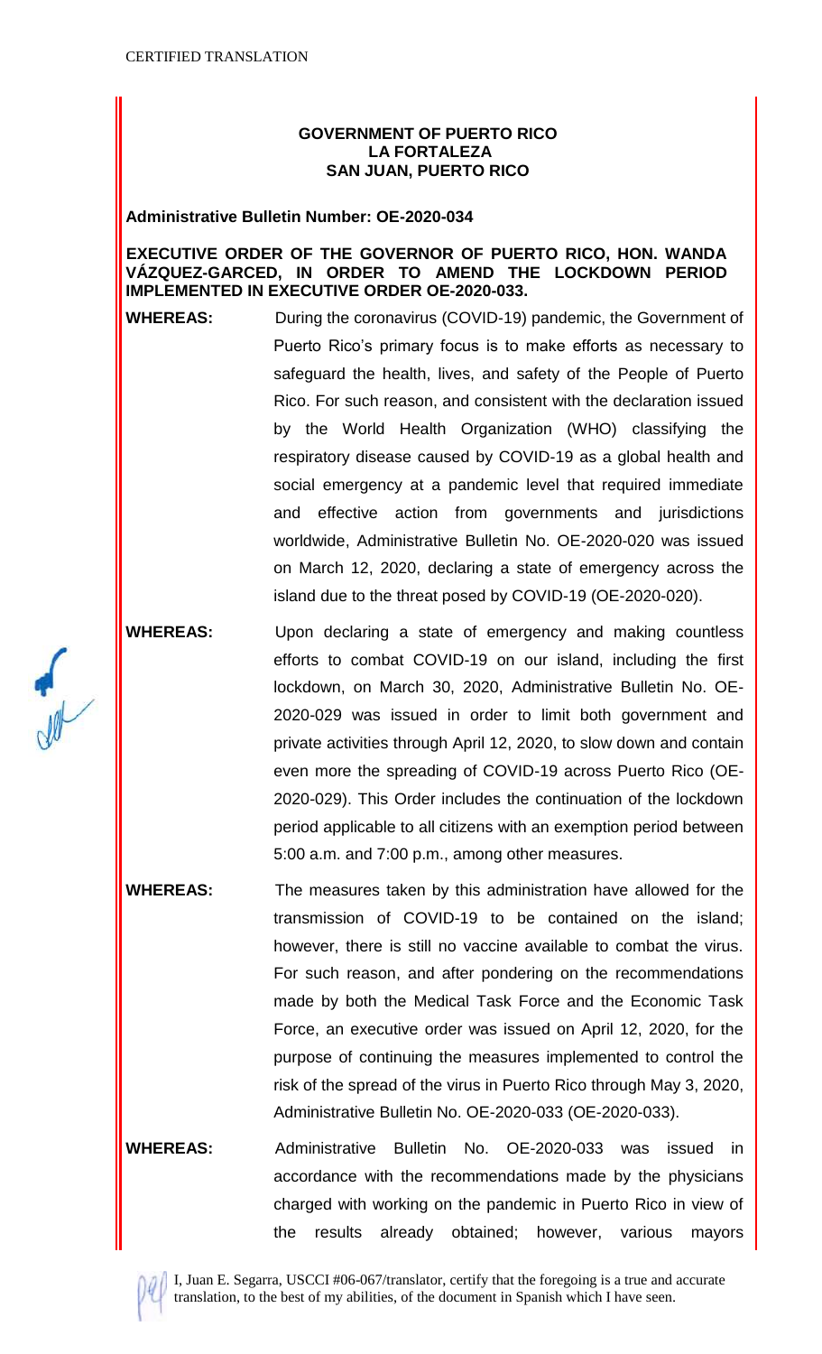CERTIFIED TRANSLATION

**GOVERNMENT OF PUERTO RICO**
**LA FORTALEZA**
**SAN JUAN, PUERTO RICO**

**Administrative Bulletin Number: OE-2020-034**

**EXECUTIVE ORDER OF THE GOVERNOR OF PUERTO RICO, HON. WANDA VÁZQUEZ-GARCED, IN ORDER TO AMEND THE LOCKDOWN PERIOD IMPLEMENTED IN EXECUTIVE ORDER OE-2020-033.**

**WHEREAS:** During the coronavirus (COVID-19) pandemic, the Government of Puerto Rico's primary focus is to make efforts as necessary to safeguard the health, lives, and safety of the People of Puerto Rico. For such reason, and consistent with the declaration issued by the World Health Organization (WHO) classifying the respiratory disease caused by COVID-19 as a global health and social emergency at a pandemic level that required immediate and effective action from governments and jurisdictions worldwide, Administrative Bulletin No. OE-2020-020 was issued on March 12, 2020, declaring a state of emergency across the island due to the threat posed by COVID-19 (OE-2020-020).

**WHEREAS:** Upon declaring a state of emergency and making countless efforts to combat COVID-19 on our island, including the first lockdown, on March 30, 2020, Administrative Bulletin No. OE-2020-029 was issued in order to limit both government and private activities through April 12, 2020, to slow down and contain even more the spreading of COVID-19 across Puerto Rico (OE-2020-029). This Order includes the continuation of the lockdown period applicable to all citizens with an exemption period between 5:00 a.m. and 7:00 p.m., among other measures.

**WHEREAS:** The measures taken by this administration have allowed for the transmission of COVID-19 to be contained on the island; however, there is still no vaccine available to combat the virus. For such reason, and after pondering on the recommendations made by both the Medical Task Force and the Economic Task Force, an executive order was issued on April 12, 2020, for the purpose of continuing the measures implemented to control the risk of the spread of the virus in Puerto Rico through May 3, 2020, Administrative Bulletin No. OE-2020-033 (OE-2020-033).

**WHEREAS:** Administrative Bulletin No. OE-2020-033 was issued in accordance with the recommendations made by the physicians charged with working on the pandemic in Puerto Rico in view of the results already obtained; however, various mayors

I, Juan E. Segarra, USCCI #06-067/translator, certify that the foregoing is a true and accurate translation, to the best of my abilities, of the document in Spanish which I have seen.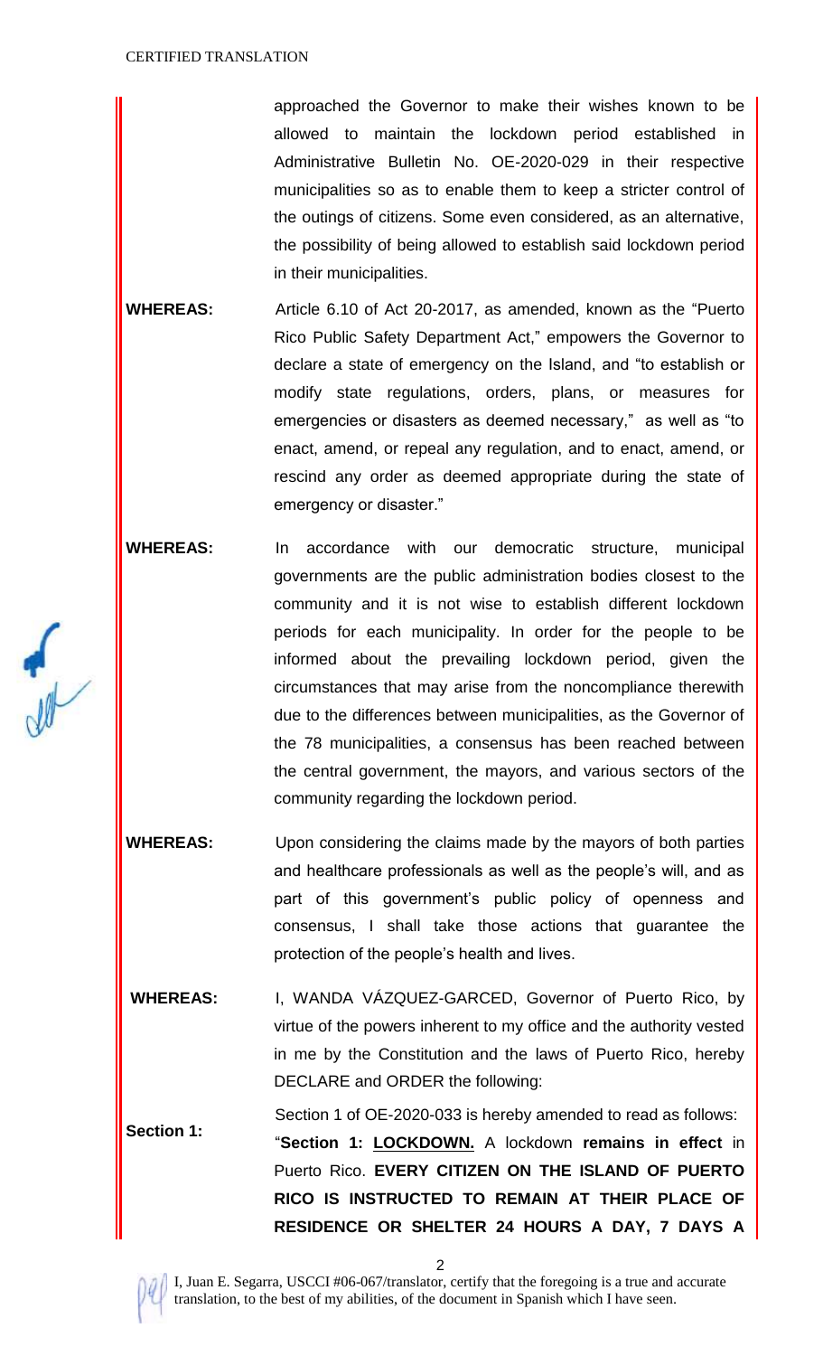approached the Governor to make their wishes known to be allowed to maintain the lockdown period established in Administrative Bulletin No. OE-2020-029 in their respective municipalities so as to enable them to keep a stricter control of the outings of citizens. Some even considered, as an alternative, the possibility of being allowed to establish said lockdown period in their municipalities.

**WHEREAS:** Article 6.10 of Act 20-2017, as amended, known as the "Puerto Rico Public Safety Department Act," empowers the Governor to declare a state of emergency on the Island, and "to establish or modify state regulations, orders, plans, or measures for emergencies or disasters as deemed necessary," as well as "to enact, amend, or repeal any regulation, and to enact, amend, or rescind any order as deemed appropriate during the state of emergency or disaster."

**WHEREAS:** In accordance with our democratic structure, municipal governments are the public administration bodies closest to the community and it is not wise to establish different lockdown periods for each municipality. In order for the people to be informed about the prevailing lockdown period, given the circumstances that may arise from the noncompliance therewith due to the differences between municipalities, as the Governor of the 78 municipalities, a consensus has been reached between the central government, the mayors, and various sectors of the community regarding the lockdown period.

**WHEREAS:** Upon considering the claims made by the mayors of both parties and healthcare professionals as well as the people's will, and as part of this government's public policy of openness and consensus, I shall take those actions that guarantee the protection of the people's health and lives.

**WHEREAS:** I, WANDA VÁZQUEZ-GARCED, Governor of Puerto Rico, by virtue of the powers inherent to my office and the authority vested in me by the Constitution and the laws of Puerto Rico, hereby DECLARE and ORDER the following:

**Section 1:** Section 1 of OE-2020-033 is hereby amended to read as follows: "**Section 1: <u>LOCKDOWN.</u>** A lockdown **remains in effect** in Puerto Rico. **EVERY CITIZEN ON THE ISLAND OF PUERTO RICO IS INSTRUCTED TO REMAIN AT THEIR PLACE OF RESIDENCE OR SHELTER 24 HOURS A DAY, 7 DAYS A**

I, Juan E. Segarra, USCCI #06-067/translator, certify that the foregoing is a true and accurate translation, to the best of my abilities, of the document in Spanish which I have seen.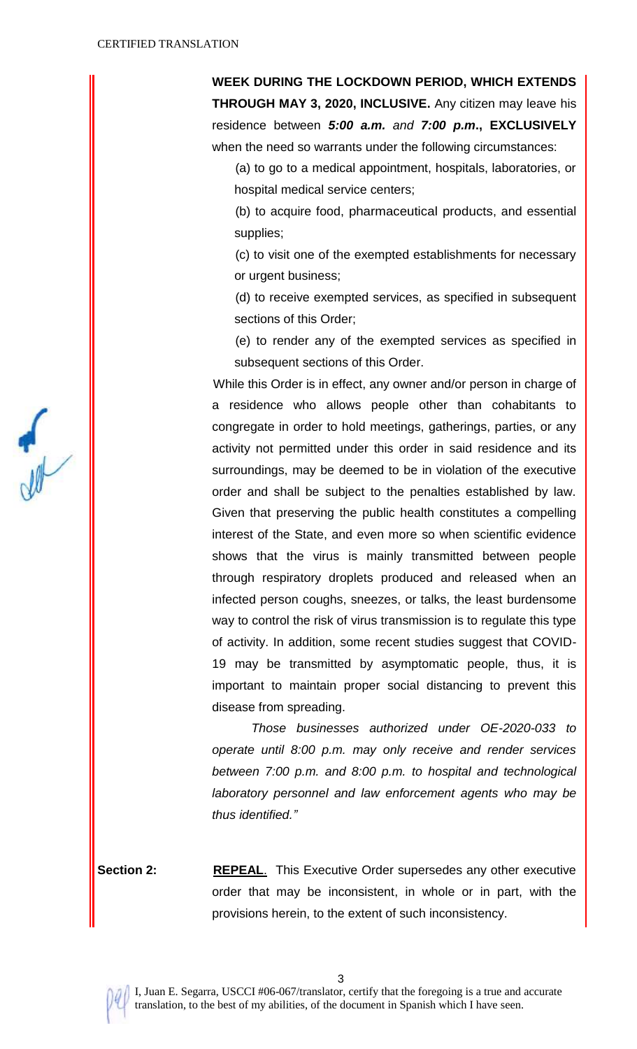**WEEK DURING THE LOCKDOWN PERIOD, WHICH EXTENDS THROUGH MAY 3, 2020, INCLUSIVE.** Any citizen may leave his residence between ***5:00 a.m.*** *and* ***7:00 p.m*.**, **EXCLUSIVELY** when the need so warrants under the following circumstances:

(a) to go to a medical appointment, hospitals, laboratories, or hospital medical service centers;

(b) to acquire food, pharmaceutical products, and essential supplies;

(c) to visit one of the exempted establishments for necessary or urgent business;

(d) to receive exempted services, as specified in subsequent sections of this Order;

(e) to render any of the exempted services as specified in subsequent sections of this Order.

While this Order is in effect, any owner and/or person in charge of a residence who allows people other than cohabitants to congregate in order to hold meetings, gatherings, parties, or any activity not permitted under this order in said residence and its surroundings, may be deemed to be in violation of the executive order and shall be subject to the penalties established by law. Given that preserving the public health constitutes a compelling interest of the State, and even more so when scientific evidence shows that the virus is mainly transmitted between people through respiratory droplets produced and released when an infected person coughs, sneezes, or talks, the least burdensome way to control the risk of virus transmission is to regulate this type of activity. In addition, some recent studies suggest that COVID-19 may be transmitted by asymptomatic people, thus, it is important to maintain proper social distancing to prevent this disease from spreading.

*Those businesses authorized under OE-2020-033 to operate until 8:00 p.m. may only receive and render services between 7:00 p.m. and 8:00 p.m. to hospital and technological laboratory personnel and law enforcement agents who may be thus identified."*

**Section 2:** **REPEAL**. This Executive Order supersedes any other executive order that may be inconsistent, in whole or in part, with the provisions herein, to the extent of such inconsistency.

I, Juan E. Segarra, USCCI #06-067/translator, certify that the foregoing is a true and accurate translation, to the best of my abilities, of the document in Spanish which I have seen.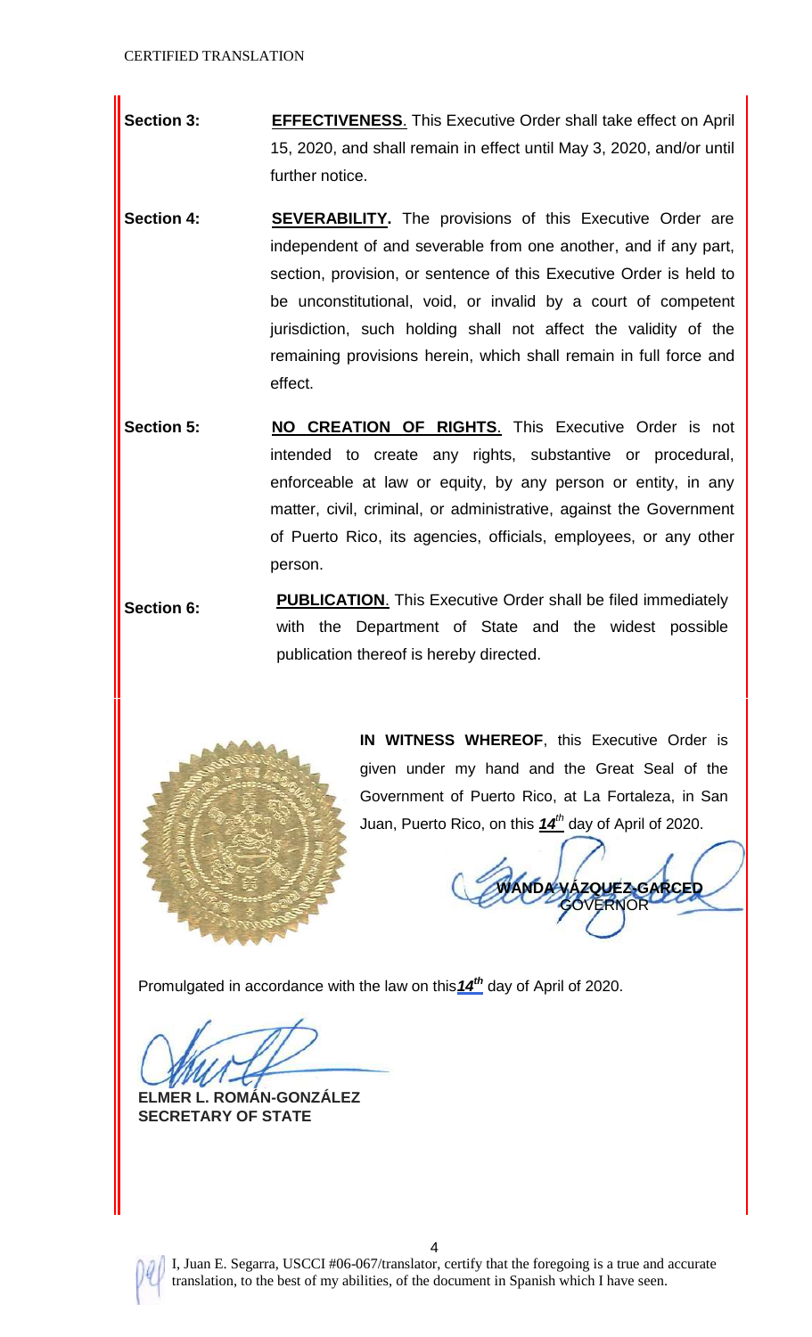CERTIFIED TRANSLATION

**Section 3:** **EFFECTIVENESS**. This Executive Order shall take effect on April 15, 2020, and shall remain in effect until May 3, 2020, and/or until further notice.

**Section 4:** **SEVERABILITY.** The provisions of this Executive Order are independent of and severable from one another, and if any part, section, provision, or sentence of this Executive Order is held to be unconstitutional, void, or invalid by a court of competent jurisdiction, such holding shall not affect the validity of the remaining provisions herein, which shall remain in full force and effect.

**Section 5:** **NO CREATION OF RIGHTS**. This Executive Order is not intended to create any rights, substantive or procedural, enforceable at law or equity, by any person or entity, in any matter, civil, criminal, or administrative, against the Government of Puerto Rico, its agencies, officials, employees, or any other person.

**Section 6:** **PUBLICATION**. This Executive Order shall be filed immediately with the Department of State and the widest possible publication thereof is hereby directed.

**IN WITNESS WHEREOF**, this Executive Order is given under my hand and the Great Seal of the Government of Puerto Rico, at La Fortaleza, in San Juan, Puerto Rico, on this ***14th*** day of April of 2020.

**WANDA VÁZQUEZ-GARCED**
GOVERNOR

Promulgated in accordance with the law on this ***14th*** day of April of 2020.

**ELMER L. ROMÁN-GONZÁLEZ**
**SECRETARY OF STATE**

I, Juan E. Segarra, USCCI #06-067/translator, certify that the foregoing is a true and accurate translation, to the best of my abilities, of the document in Spanish which I have seen.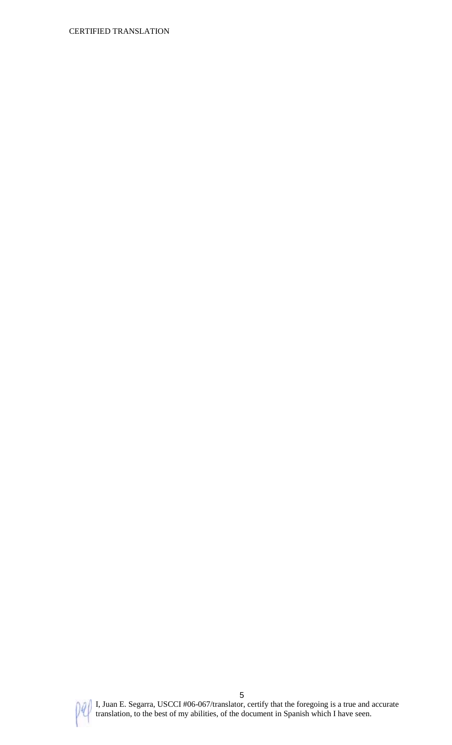CERTIFIED TRANSLATION

I, Juan E. Segarra, USCCI #06-067/translator, certify that the foregoing is a true and accurate translation, to the best of my abilities, of the document in Spanish which I have seen.